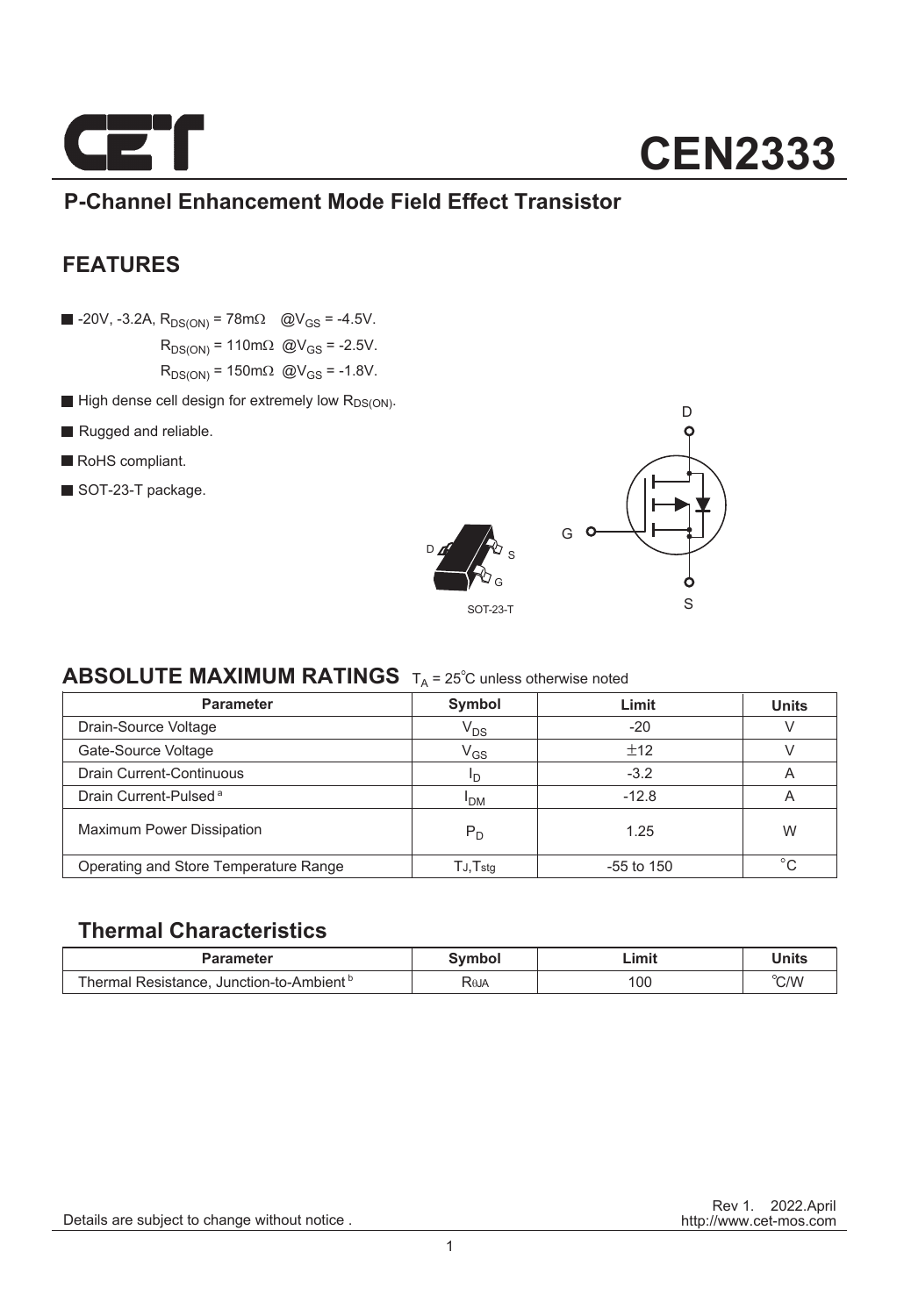# CEN2333

## P-Channel Enhancement Mode Field Effect Transistor

## FEATURES

- -20V, -3.2A, $R_{DS(ON)}$ = 78mΩ @$V_{GS}$ = -4.5V.
  $R_{DS(ON)}$ = 110mΩ @$V_{GS}$ = -2.5V.
  $R_{DS(ON)}$ = 150mΩ @$V_{GS}$ = -1.8V.
- High dense cell design for extremely low $R_{DS(ON)}$.
- Rugged and reliable.
- RoHS compliant.
- SOT-23-T package.

## ABSOLUTE MAXIMUM RATINGS $T_A$ = 25°C unless otherwise noted

| Parameter | Symbol | Limit | Units |
|---|---|---|---|
| Drain-Source Voltage | $V_{DS}$ | -20 | V |
| Gate-Source Voltage | $V_{GS}$ | ±12 | V |
| Drain Current-Continuous | $I_D$ | -3.2 | A |
| Drain Current-Pulsed [a] | $I_{DM}$ | -12.8 | A |
| Maximum Power Dissipation | $P_D$ | 1.25 | W |
| Operating and Store Temperature Range | $T_J$,$T_{stg}$ | -55 to 150 | °C |

## Thermal Characteristics

| Parameter | Symbol | Limit | Units |
|---|---|---|---|
| Thermal Resistance, Junction-to-Ambient [b] | $R_{\theta JA}$ | 100 | °C/W |

Rev 1. 2022.April
http://www.cet-mos.com

Details are subject to change without notice .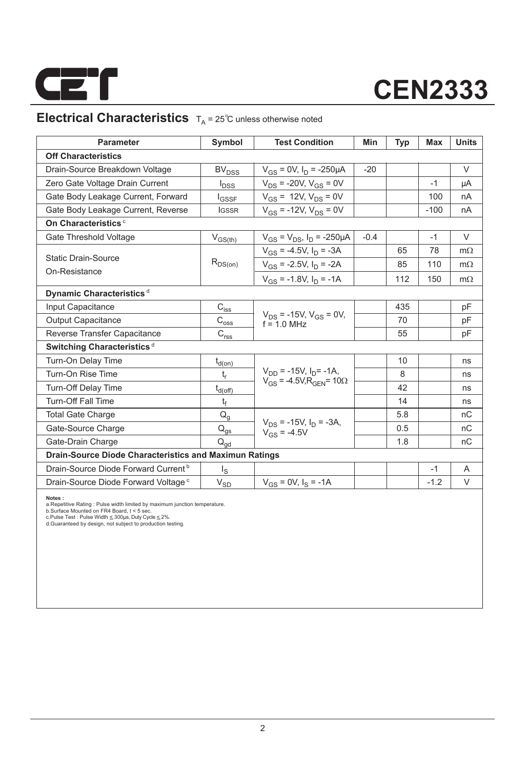# CEN2333

## Electrical Characteristics $T_A = 25^\circ C$ unless otherwise noted

| Parameter | Symbol | Test Condition | Min | Typ | Max | Units |
|---|---|---|---|---|---|---|
| **Off Characteristics** | | | | | | |
| Drain-Source Breakdown Voltage | $BV_{DSS}$ | $V_{GS}$ = 0V, $I_D$ = -250µA | -20 | | | V |
| Zero Gate Voltage Drain Current | $I_{DSS}$ | $V_{DS}$ = -20V, $V_{GS}$ = 0V | | | -1 | µA |
| Gate Body Leakage Current, Forward | $I_{GSSF}$ | $V_{GS}$ = 12V, $V_{DS}$ = 0V | | | 100 | nA |
| Gate Body Leakage Current, Reverse | $I_{GSSR}$ | $V_{GS}$ = -12V, $V_{DS}$ = 0V | | | -100 | nA |
| **On Characteristics** [c] | | | | | | |
| Gate Threshold Voltage | $V_{GS(th)}$ | $V_{GS}$ = $V_{DS}$, $I_D$ = -250µA | -0.4 | | -1 | V |
| Static Drain-Source On-Resistance | $R_{DS(on)}$ | $V_{GS}$ = -4.5V, $I_D$ = -3A | | 65 | 78 | mΩ |
| | | $V_{GS}$ = -2.5V, $I_D$ = -2A | | 85 | 110 | mΩ |
| | | $V_{GS}$ = -1.8V, $I_D$ = -1A | | 112 | 150 | mΩ |
| **Dynamic Characteristics** [d] | | | | | | |
| Input Capacitance | $C_{iss}$ | $V_{DS}$ = -15V, $V_{GS}$ = 0V, f = 1.0 MHz | | 435 | | pF |
| Output Capacitance | $C_{oss}$ | | | 70 | | pF |
| Reverse Transfer Capacitance | $C_{rss}$ | | | 55 | | pF |
| **Switching Characteristics** [d] | | | | | | |
| Turn-On Delay Time | $t_{d(on)}$ | $V_{DD}$ = -15V, $I_D$= -1A, $V_{GS}$ = -4.5V, $R_{GEN}$= 10Ω | | 10 | | ns |
| Turn-On Rise Time | $t_r$ | | | 8 | | ns |
| Turn-Off Delay Time | $t_{d(off)}$ | | | 42 | | ns |
| Turn-Off Fall Time | $t_f$ | | | 14 | | ns |
| Total Gate Charge | $Q_g$ | $V_{DS}$ = -15V, $I_D$ = -3A, $V_{GS}$ = -4.5V | | 5.8 | | nC |
| Gate-Source Charge | $Q_{gs}$ | | | 0.5 | | nC |
| Gate-Drain Charge | $Q_{gd}$ | | | 1.8 | | nC |
| **Drain-Source Diode Characteristics and Maximun Ratings** | | | | | | |
| Drain-Source Diode Forward Current [b] | $I_S$ | | | | -1 | A |
| Drain-Source Diode Forward Voltage [c] | $V_{SD}$ | $V_{GS}$ = 0V, $I_S$ = -1A | | | -1.2 | V |

**Notes :**
a.Repetitive Rating : Pulse width limited by maximum junction temperature.
b.Surface Mounted on FR4 Board, t < 5 sec.
c.Pulse Test : Pulse Width ≤ 300µs, Duty Cycle ≤ 2%.
d.Guaranteed by design, not subject to production testing.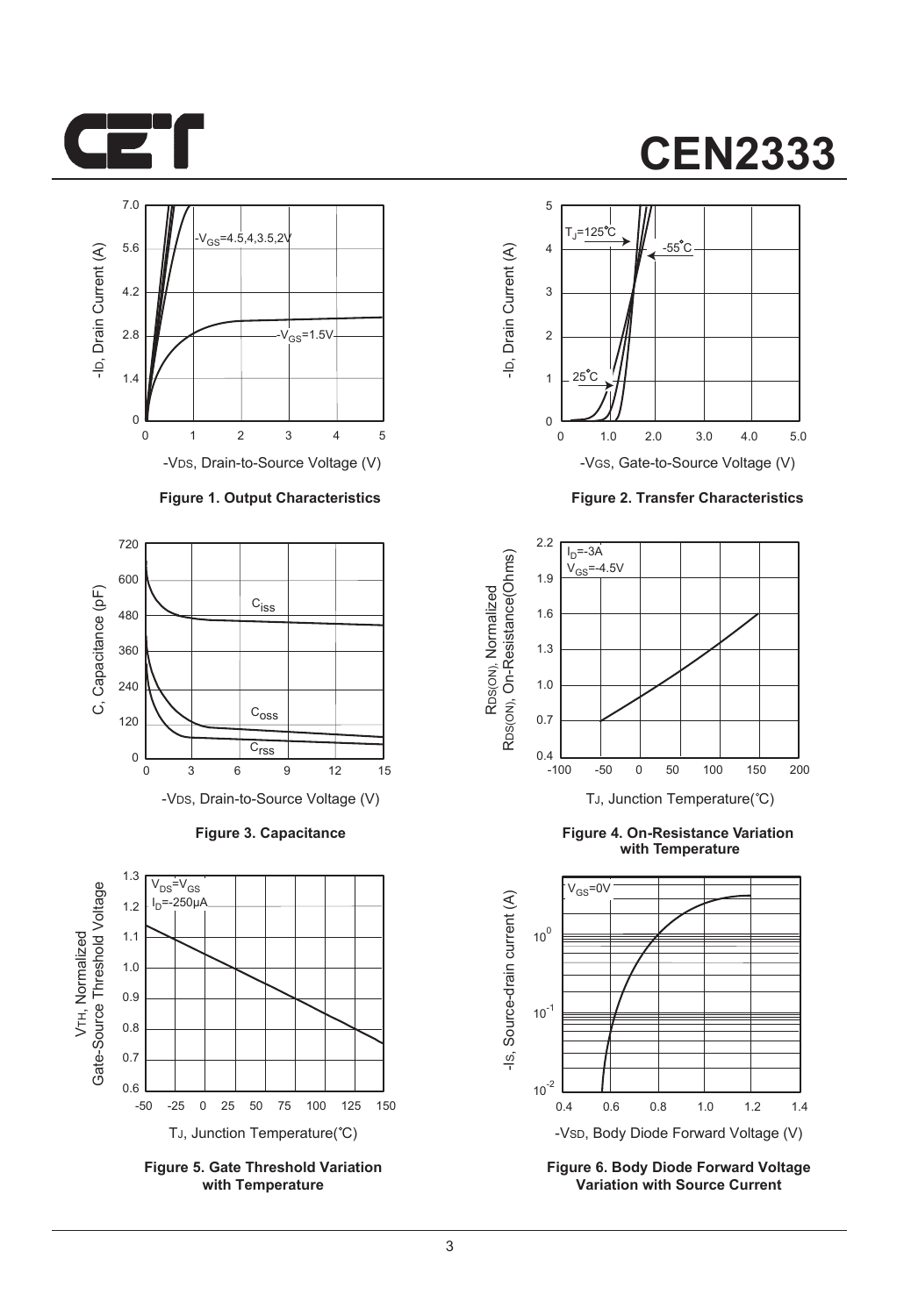Figure 1. Output Characteristics

Figure 2. Transfer Characteristics

Figure 3. Capacitance

Figure 4. On-Resistance Variation with Temperature

Figure 5. Gate Threshold Variation with Temperature

Figure 6. Body Diode Forward Voltage Variation with Source Current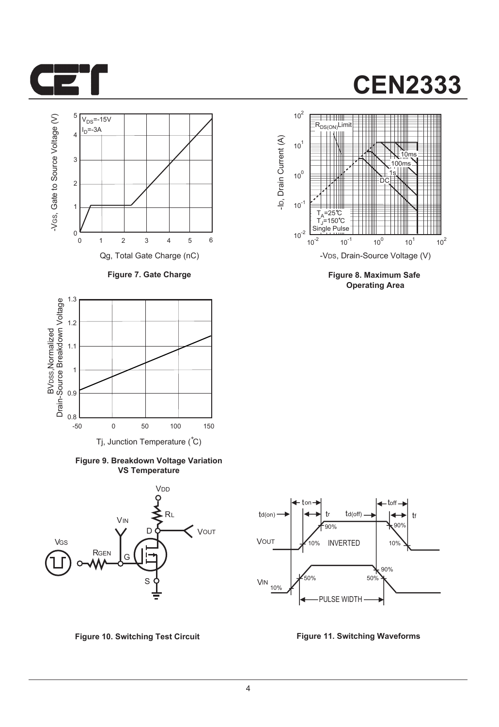# CEN2333

Figure 7. Gate Charge

Figure 8. Maximum Safe Operating Area

Figure 9. Breakdown Voltage Variation VS Temperature

Figure 10. Switching Test Circuit

Figure 11. Switching Waveforms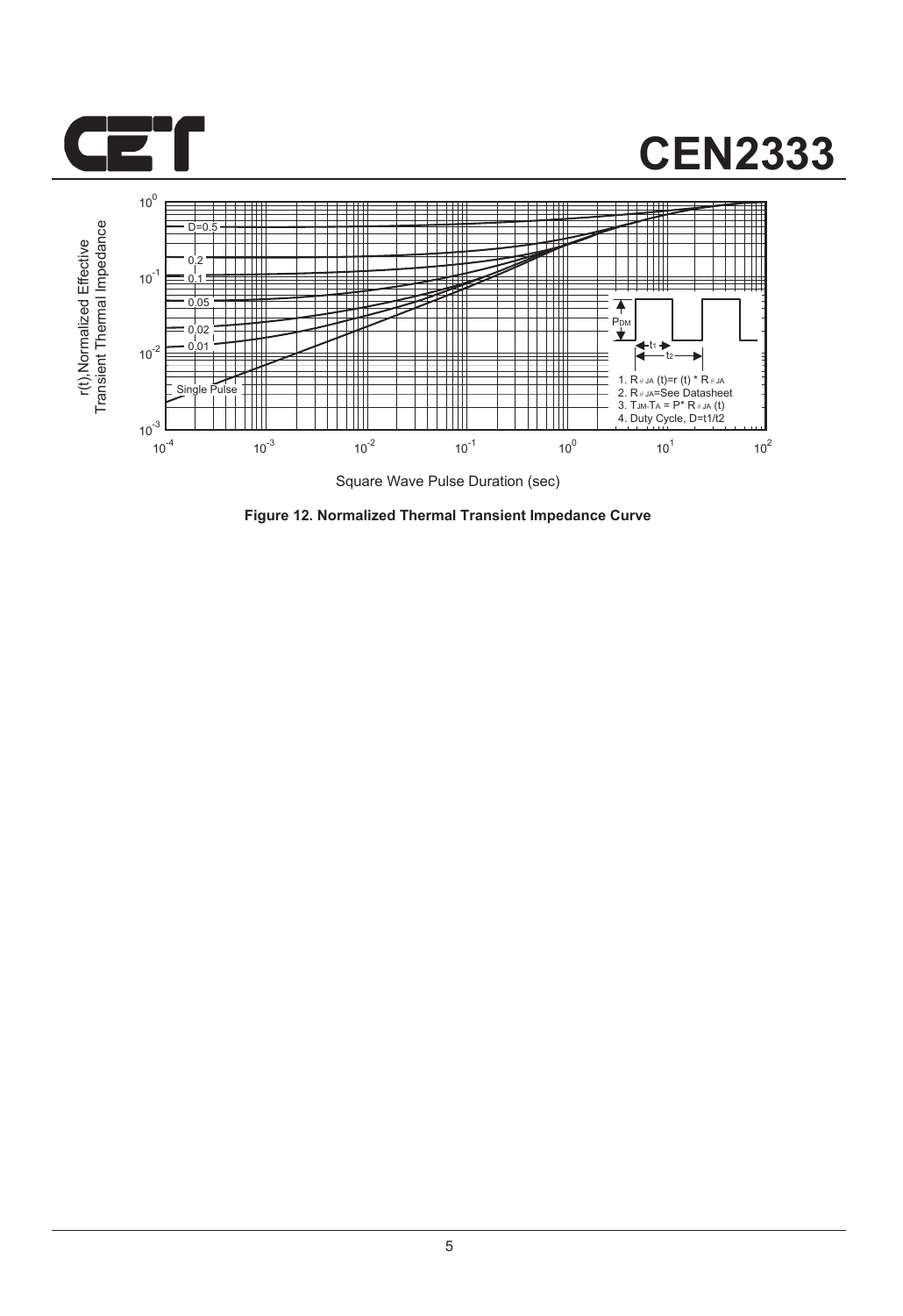# CEN2333

r(t),Normalized Effective Transient Thermal Impedance

$10^0$

$10^{-1}$

$10^{-2}$

$10^{-3}$

D=0.5

0.2

0.1

0.05

0.02

0.01

Single Pulse

$P_{DM}$

$t_1$

$t_2$

1. $R_{\theta JA}(t)=r(t) * R_{\theta JA}$
2. $R_{\theta JA}$=See Datasheet
3. $T_{JM}-T_A = P^* R_{\theta JA}(t)$
4. Duty Cycle, D=t1/t2

$10^{-4}$ $10^{-3}$ $10^{-2}$ $10^{-1}$ $10^0$ $10^1$ $10^2$

Square Wave Pulse Duration (sec)

**Figure 12. Normalized Thermal Transient Impedance Curve**